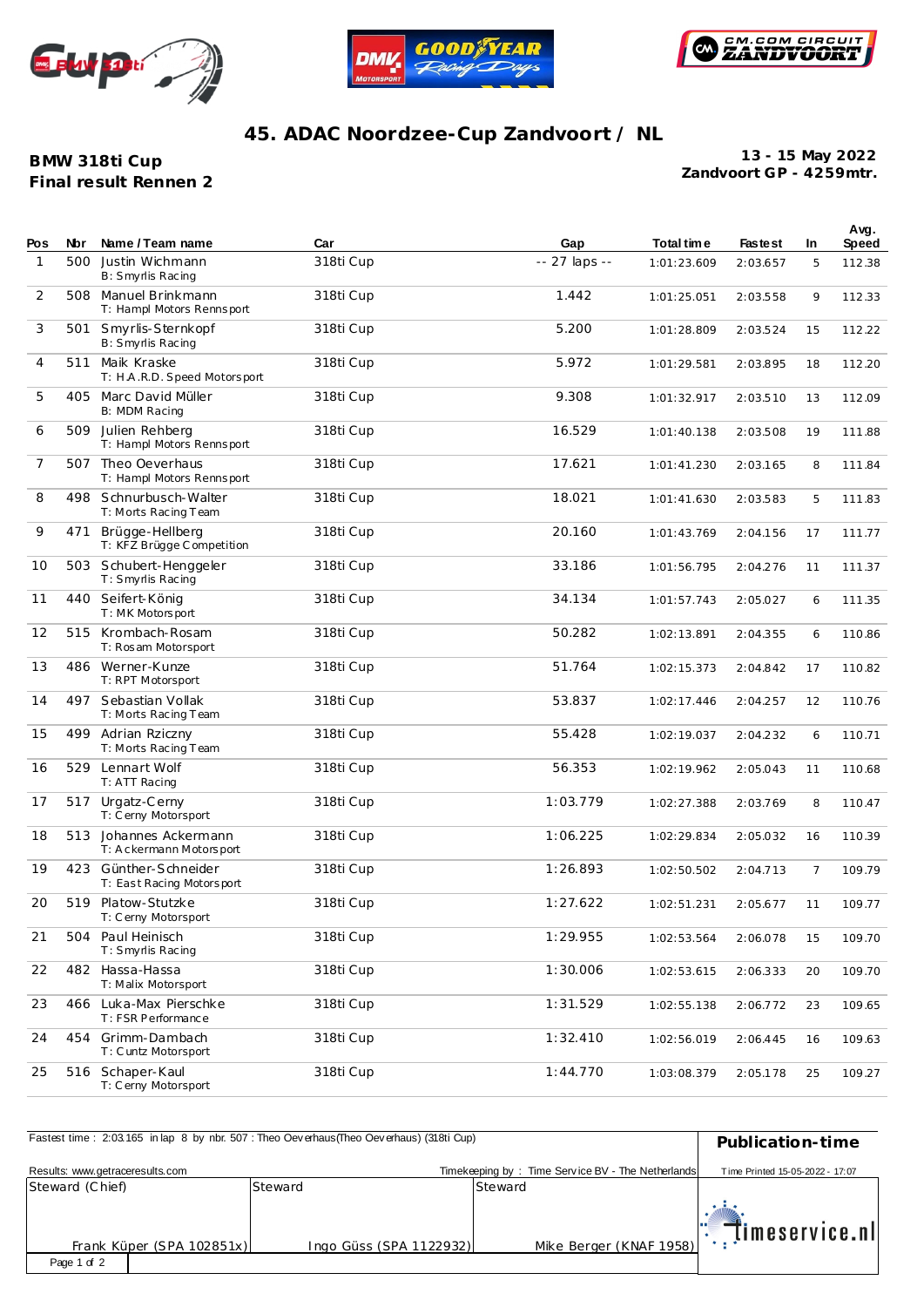# 45. ADAC Noordzee-Cup Zandvoort / NL

**BMW 318ti Cup**
**Final result Rennen 2**

**13 - 15 May 2022**
**Zandvoort GP - 4259mtr.**

| Pos | Nbr | Name / Team name | Car | Gap | Total time | Fastest | In | Avg. Speed |
|---|---|---|---|---|---|---|---|---|
| 1 | 500 | Justin Wichmann<br>B: Smyrlis Racing | 318ti Cup | -- 27 laps -- | 1:01:23.609 | 2:03.657 | 5 | 112.38 |
| 2 | 508 | Manuel Brinkmann<br>T: Hampl Motors Rennsport | 318ti Cup | 1.442 | 1:01:25.051 | 2:03.558 | 9 | 112.33 |
| 3 | 501 | Smyrlis-Sternkopf<br>B: Smyrlis Racing | 318ti Cup | 5.200 | 1:01:28.809 | 2:03.524 | 15 | 112.22 |
| 4 | 511 | Maik Kraske<br>T: H.A.R.D. Speed Motorsport | 318ti Cup | 5.972 | 1:01:29.581 | 2:03.895 | 18 | 112.20 |
| 5 | 405 | Marc David Müller<br>B: MDM Racing | 318ti Cup | 9.308 | 1:01:32.917 | 2:03.510 | 13 | 112.09 |
| 6 | 509 | Julien Rehberg<br>T: Hampl Motors Rennsport | 318ti Cup | 16.529 | 1:01:40.138 | 2:03.508 | 19 | 111.88 |
| 7 | 507 | Theo Oeverhaus<br>T: Hampl Motors Rennsport | 318ti Cup | 17.621 | 1:01:41.230 | 2:03.165 | 8 | 111.84 |
| 8 | 498 | Schnurbusch-Walter<br>T: Morts Racing Team | 318ti Cup | 18.021 | 1:01:41.630 | 2:03.583 | 5 | 111.83 |
| 9 | 471 | Brügge-Hellberg<br>T: KFZ Brügge Competition | 318ti Cup | 20.160 | 1:01:43.769 | 2:04.156 | 17 | 111.77 |
| 10 | 503 | Schubert-Henggeler<br>T: Smyrlis Racing | 318ti Cup | 33.186 | 1:01:56.795 | 2:04.276 | 11 | 111.37 |
| 11 | 440 | Seifert-König<br>T: MK Motorsport | 318ti Cup | 34.134 | 1:01:57.743 | 2:05.027 | 6 | 111.35 |
| 12 | 515 | Krombach-Rosam<br>T: Rosam Motorsport | 318ti Cup | 50.282 | 1:02:13.891 | 2:04.355 | 6 | 110.86 |
| 13 | 486 | Werner-Kunze<br>T: RPT Motorsport | 318ti Cup | 51.764 | 1:02:15.373 | 2:04.842 | 17 | 110.82 |
| 14 | 497 | Sebastian Vollak<br>T: Morts Racing Team | 318ti Cup | 53.837 | 1:02:17.446 | 2:04.257 | 12 | 110.76 |
| 15 | 499 | Adrian Rziczny<br>T: Morts Racing Team | 318ti Cup | 55.428 | 1:02:19.037 | 2:04.232 | 6 | 110.71 |
| 16 | 529 | Lennart Wolf<br>T: ATT Racing | 318ti Cup | 56.353 | 1:02:19.962 | 2:05.043 | 11 | 110.68 |
| 17 | 517 | Urgatz-Cerny<br>T: Cerny Motorsport | 318ti Cup | 1:03.779 | 1:02:27.388 | 2:03.769 | 8 | 110.47 |
| 18 | 513 | Johannes Ackermann<br>T: Ackermann Motorsport | 318ti Cup | 1:06.225 | 1:02:29.834 | 2:05.032 | 16 | 110.39 |
| 19 | 423 | Günther-Schneider<br>T: East Racing Motorsport | 318ti Cup | 1:26.893 | 1:02:50.502 | 2:04.713 | 7 | 109.79 |
| 20 | 519 | Platow-Stutzke<br>T: Cerny Motorsport | 318ti Cup | 1:27.622 | 1:02:51.231 | 2:05.677 | 11 | 109.77 |
| 21 | 504 | Paul Heinisch<br>T: Smyrlis Racing | 318ti Cup | 1:29.955 | 1:02:53.564 | 2:06.078 | 15 | 109.70 |
| 22 | 482 | Hassa-Hassa<br>T: Malix Motorsport | 318ti Cup | 1:30.006 | 1:02:53.615 | 2:06.333 | 20 | 109.70 |
| 23 | 466 | Luka-Max Pierschke<br>T: FSR Performance | 318ti Cup | 1:31.529 | 1:02:55.138 | 2:06.772 | 23 | 109.65 |
| 24 | 454 | Grimm-Dambach<br>T: Cuntz Motorsport | 318ti Cup | 1:32.410 | 1:02:56.019 | 2:06.445 | 16 | 109.63 |
| 25 | 516 | Schaper-Kaul<br>T: Cerny Motorsport | 318ti Cup | 1:44.770 | 1:03:08.379 | 2:05.178 | 25 | 109.27 |

Fastest time : 2:03.165 in lap 8 by nbr. 507 : Theo Oeverhaus(Theo Oeverhaus) (318ti Cup)

**Publication-time**

Results: www.getraceresults.com

Timekeeping by : Time Service BV - The Netherlands

Time Printed 15-05-2022 - 17:07

| Steward (Chief) | Steward | Steward |
|---|---|---|
| Frank Küper (SPA 102851x) | Ingo Güss (SPA 1122932) | Mike Berger (KNAF 1958) |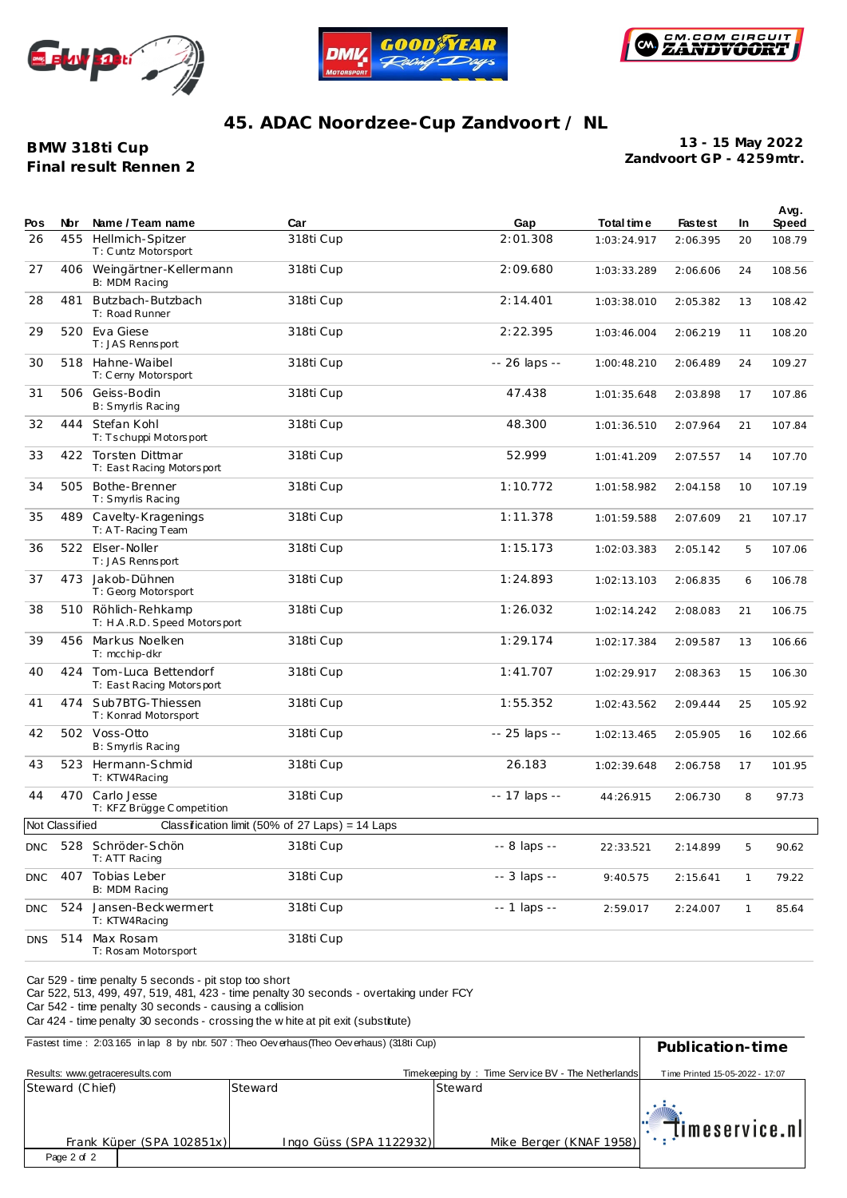# 45. ADAC Noordzee-Cup Zandvoort / NL

**BMW 318ti Cup**
**Final result Rennen 2**

**13 - 15 May 2022**
**Zandvoort GP - 4259mtr.**

| Pos | Nbr | Name / Team name | Car | Gap | Total time | Fastest | In | Avg. Speed |
|---|---|---|---|---|---|---|---|---|
| 26 | 455 | Hellmich-Spitzer<br>T: Cuntz Motorsport | 318ti Cup | 2:01.308 | 1:03:24.917 | 2:06.395 | 20 | 108.79 |
| 27 | 406 | Weingärtner-Kellermann<br>B: MDM Racing | 318ti Cup | 2:09.680 | 1:03:33.289 | 2:06.606 | 24 | 108.56 |
| 28 | 481 | Butzbach-Butzbach<br>T: Road Runner | 318ti Cup | 2:14.401 | 1:03:38.010 | 2:05.382 | 13 | 108.42 |
| 29 | 520 | Eva Giese<br>T: JAS Rennsport | 318ti Cup | 2:22.395 | 1:03:46.004 | 2:06.219 | 11 | 108.20 |
| 30 | 518 | Hahne-Waibel<br>T: Cerny Motorsport | 318ti Cup | -- 26 laps -- | 1:00:48.210 | 2:06.489 | 24 | 109.27 |
| 31 | 506 | Geiss-Bodin<br>B: Smyrlis Racing | 318ti Cup | 47.438 | 1:01:35.648 | 2:03.898 | 17 | 107.86 |
| 32 | 444 | Stefan Kohl<br>T: Tschuppi Motorsport | 318ti Cup | 48.300 | 1:01:36.510 | 2:07.964 | 21 | 107.84 |
| 33 | 422 | Torsten Dittmar<br>T: East Racing Motorsport | 318ti Cup | 52.999 | 1:01:41.209 | 2:07.557 | 14 | 107.70 |
| 34 | 505 | Bothe-Brenner<br>T: Smyrlis Racing | 318ti Cup | 1:10.772 | 1:01:58.982 | 2:04.158 | 10 | 107.19 |
| 35 | 489 | Cavelty-Kragenings<br>T: AT-Racing Team | 318ti Cup | 1:11.378 | 1:01:59.588 | 2:07.609 | 21 | 107.17 |
| 36 | 522 | Elser-Noller<br>T: JAS Rennsport | 318ti Cup | 1:15.173 | 1:02:03.383 | 2:05.142 | 5 | 107.06 |
| 37 | 473 | Jakob-Dühnen<br>T: Georg Motorsport | 318ti Cup | 1:24.893 | 1:02:13.103 | 2:06.835 | 6 | 106.78 |
| 38 | 510 | Röhlich-Rehkamp<br>T: H.A.R.D. Speed Motorsport | 318ti Cup | 1:26.032 | 1:02:14.242 | 2:08.083 | 21 | 106.75 |
| 39 | 456 | Markus Noelken<br>T: mcchip-dkr | 318ti Cup | 1:29.174 | 1:02:17.384 | 2:09.587 | 13 | 106.66 |
| 40 | 424 | Tom-Luca Bettendorf<br>T: East Racing Motorsport | 318ti Cup | 1:41.707 | 1:02:29.917 | 2:08.363 | 15 | 106.30 |
| 41 | 474 | Sub7BTG-Thiessen<br>T: Konrad Motorsport | 318ti Cup | 1:55.352 | 1:02:43.562 | 2:09.444 | 25 | 105.92 |
| 42 | 502 | Voss-Otto<br>B: Smyrlis Racing | 318ti Cup | -- 25 laps -- | 1:02:13.465 | 2:05.905 | 16 | 102.66 |
| 43 | 523 | Hermann-Schmid<br>T: KTW4Racing | 318ti Cup | 26.183 | 1:02:39.648 | 2:06.758 | 17 | 101.95 |
| 44 | 470 | Carlo Jesse<br>T: KFZ Brügge Competition | 318ti Cup | -- 17 laps -- | 44:26.915 | 2:06.730 | 8 | 97.73 |
| Not Classified | | Classification limit (50% of 27 Laps) = 14 Laps | | | | | | |
| DNC | 528 | Schröder-Schön<br>T: ATT Racing | 318ti Cup | -- 8 laps -- | 22:33.521 | 2:14.899 | 5 | 90.62 |
| DNC | 407 | Tobias Leber<br>B: MDM Racing | 318ti Cup | -- 3 laps -- | 9:40.575 | 2:15.641 | 1 | 79.22 |
| DNC | 524 | Jansen-Beckwermert<br>T: KTW4Racing | 318ti Cup | -- 1 laps -- | 2:59.017 | 2:24.007 | 1 | 85.64 |
| DNS | 514 | Max Rosam<br>T: Rosam Motorsport | 318ti Cup | | | | | |

Car 529 - time penalty 5 seconds - pit stop too short
Car 522, 513, 499, 497, 519, 481, 423 - time penalty 30 seconds - overtaking under FCY
Car 542 - time penalty 30 seconds - causing a collision
Car 424 - time penalty 30 seconds - crossing the white at pit exit (substitute)

Fastest time : 2:03.165 in lap 8 by nbr. 507 : Theo Oeverhaus(Theo Oeverhaus) (318ti Cup)

**Publication-time**

Results: www.getraceresults.com

Timekeeping by : Time Service BV - The Netherlands

Time Printed 15-05-2022 - 17:07

| Steward (Chief) | Steward | Steward |
|---|---|---|
| Frank Küper (SPA 102851x) | Ingo Güss (SPA 1122932) | Mike Berger (KNAF 1958) |

timeservice.nl